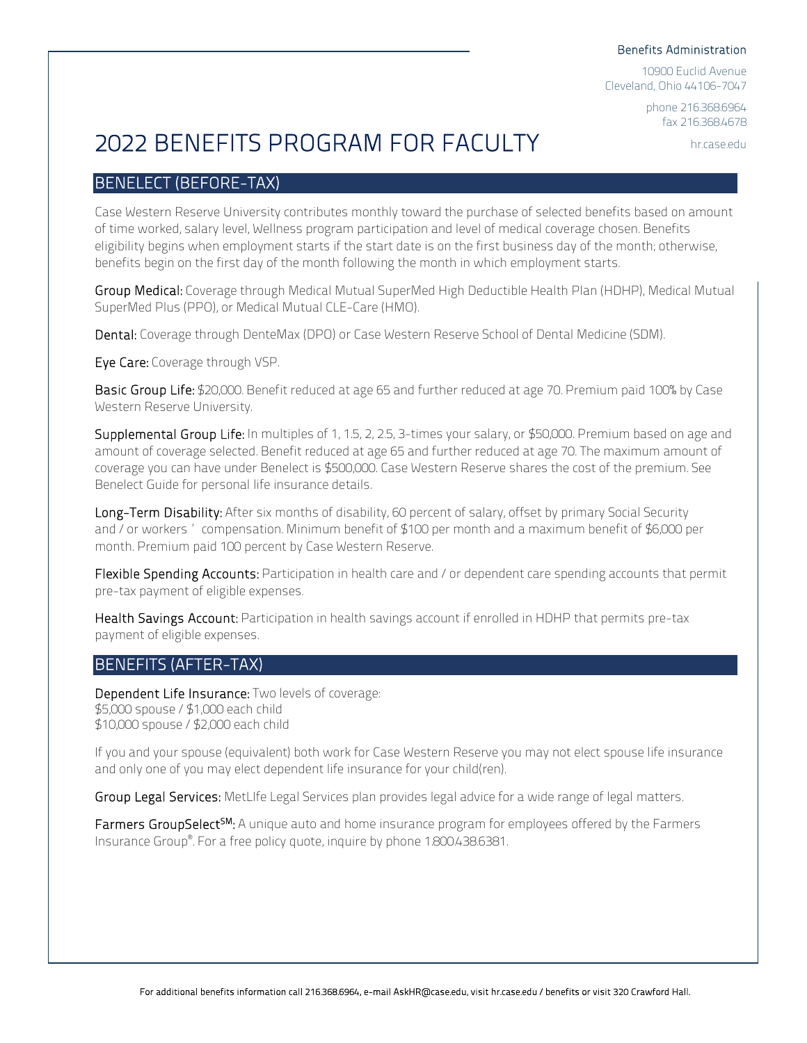Benefits Administration

10900 Euclid Avenue
Cleveland, Ohio 44106-7047

phone 216.368.6964
fax 216.368.4678

hr.case.edu

# 2022 BENEFITS PROGRAM FOR FACULTY

## BENELECT (BEFORE-TAX)

Case Western Reserve University contributes monthly toward the purchase of selected benefits based on amount of time worked, salary level, Wellness program participation and level of medical coverage chosen. Benefits eligibility begins when employment starts if the start date is on the first business day of the month; otherwise, benefits begin on the first day of the month following the month in which employment starts.

**Group Medical:** Coverage through Medical Mutual SuperMed High Deductible Health Plan (HDHP), Medical Mutual SuperMed Plus (PPO), or Medical Mutual CLE-Care (HMO).

**Dental:** Coverage through DenteMax (DPO) or Case Western Reserve School of Dental Medicine (SDM).

**Eye Care:** Coverage through VSP.

**Basic Group Life:** $20,000. Benefit reduced at age 65 and further reduced at age 70. Premium paid 100% by Case Western Reserve University.

**Supplemental Group Life:** In multiples of 1, 1.5, 2, 2.5, 3-times your salary, or $50,000. Premium based on age and amount of coverage selected. Benefit reduced at age 65 and further reduced at age 70. The maximum amount of coverage you can have under Benelect is $500,000. Case Western Reserve shares the cost of the premium. See Benelect Guide for personal life insurance details.

**Long-Term Disability:** After six months of disability, 60 percent of salary, offset by primary Social Security and / or workers' compensation. Minimum benefit of $100 per month and a maximum benefit of $6,000 per month. Premium paid 100 percent by Case Western Reserve.

**Flexible Spending Accounts:** Participation in health care and / or dependent care spending accounts that permit pre-tax payment of eligible expenses.

**Health Savings Account:** Participation in health savings account if enrolled in HDHP that permits pre-tax payment of eligible expenses.

## BENEFITS (AFTER-TAX)

**Dependent Life Insurance:** Two levels of coverage:
$5,000 spouse / $1,000 each child
$10,000 spouse / $2,000 each child

If you and your spouse (equivalent) both work for Case Western Reserve you may not elect spouse life insurance and only one of you may elect dependent life insurance for your child(ren).

**Group Legal Services:** MetLIfe Legal Services plan provides legal advice for a wide range of legal matters.

**Farmers GroupSelect℠:** A unique auto and home insurance program for employees offered by the Farmers Insurance Group®. For a free policy quote, inquire by phone 1.800.438.6381.

For additional benefits information call 216.368.6964, e-mail AskHR@case.edu, visit hr.case.edu / benefits or visit 320 Crawford Hall.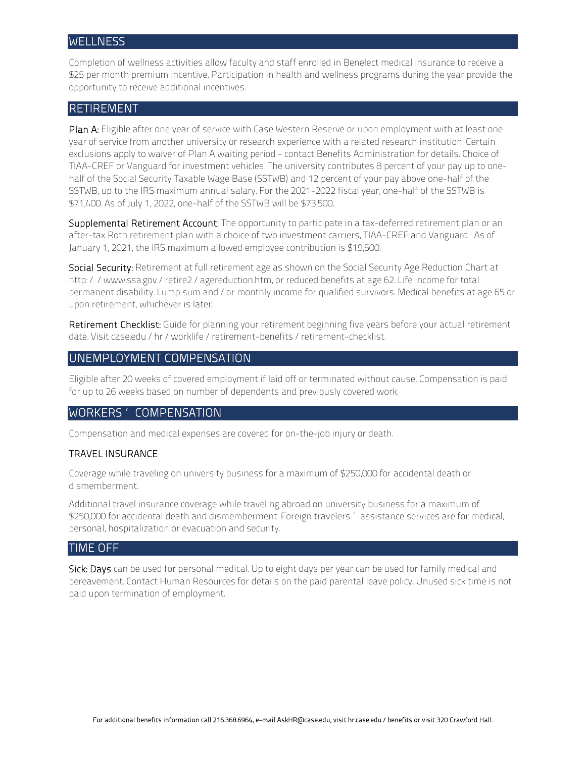## WELLNESS

Completion of wellness activities allow faculty and staff enrolled in Benelect medical insurance to receive a $25 per month premium incentive. Participation in health and wellness programs during the year provide the opportunity to receive additional incentives.

## RETIREMENT

**Plan A:** Eligible after one year of service with Case Western Reserve or upon employment with at least one year of service from another university or research experience with a related research institution. Certain exclusions apply to waiver of Plan A waiting period - contact Benefits Administration for details. Choice of TIAA-CREF or Vanguard for investment vehicles. The university contributes 8 percent of your pay up to one-half of the Social Security Taxable Wage Base (SSTWB) and 12 percent of your pay above one-half of the SSTWB, up to the IRS maximum annual salary. For the 2021-2022 fiscal year, one-half of the SSTWB is $71,400. As of July 1, 2022, one-half of the SSTWB will be $73,500.

**Supplemental Retirement Account:** The opportunity to participate in a tax-deferred retirement plan or an after-tax Roth retirement plan with a choice of two investment carriers, TIAA-CREF and Vanguard. As of January 1, 2021, the IRS maximum allowed employee contribution is $19,500.

**Social Security:** Retirement at full retirement age as shown on the Social Security Age Reduction Chart at http://www.ssa.gov/retire2/agereduction.htm, or reduced benefits at age 62. Life income for total permanent disability. Lump sum and/or monthly income for qualified survivors. Medical benefits at age 65 or upon retirement, whichever is later.

**Retirement Checklist:** Guide for planning your retirement beginning five years before your actual retirement date. Visit case.edu/hr/worklife/retirement-benefits/retirement-checklist.

## UNEMPLOYMENT COMPENSATION

Eligible after 20 weeks of covered employment if laid off or terminated without cause. Compensation is paid for up to 26 weeks based on number of dependents and previously covered work.

## WORKERS' COMPENSATION

Compensation and medical expenses are covered for on-the-job injury or death.

### TRAVEL INSURANCE

Coverage while traveling on university business for a maximum of $250,000 for accidental death or dismemberment.

Additional travel insurance coverage while traveling abroad on university business for a maximum of $250,000 for accidental death and dismemberment. Foreign travelers' assistance services are for medical, personal, hospitalization or evacuation and security.

## TIME OFF

**Sick: Days** can be used for personal medical. Up to eight days per year can be used for family medical and bereavement. Contact Human Resources for details on the paid parental leave policy. Unused sick time is not paid upon termination of employment.

For additional benefits information call 216.368.6964, e-mail AskHR@case.edu, visit hr.case.edu/benefits or visit 320 Crawford Hall.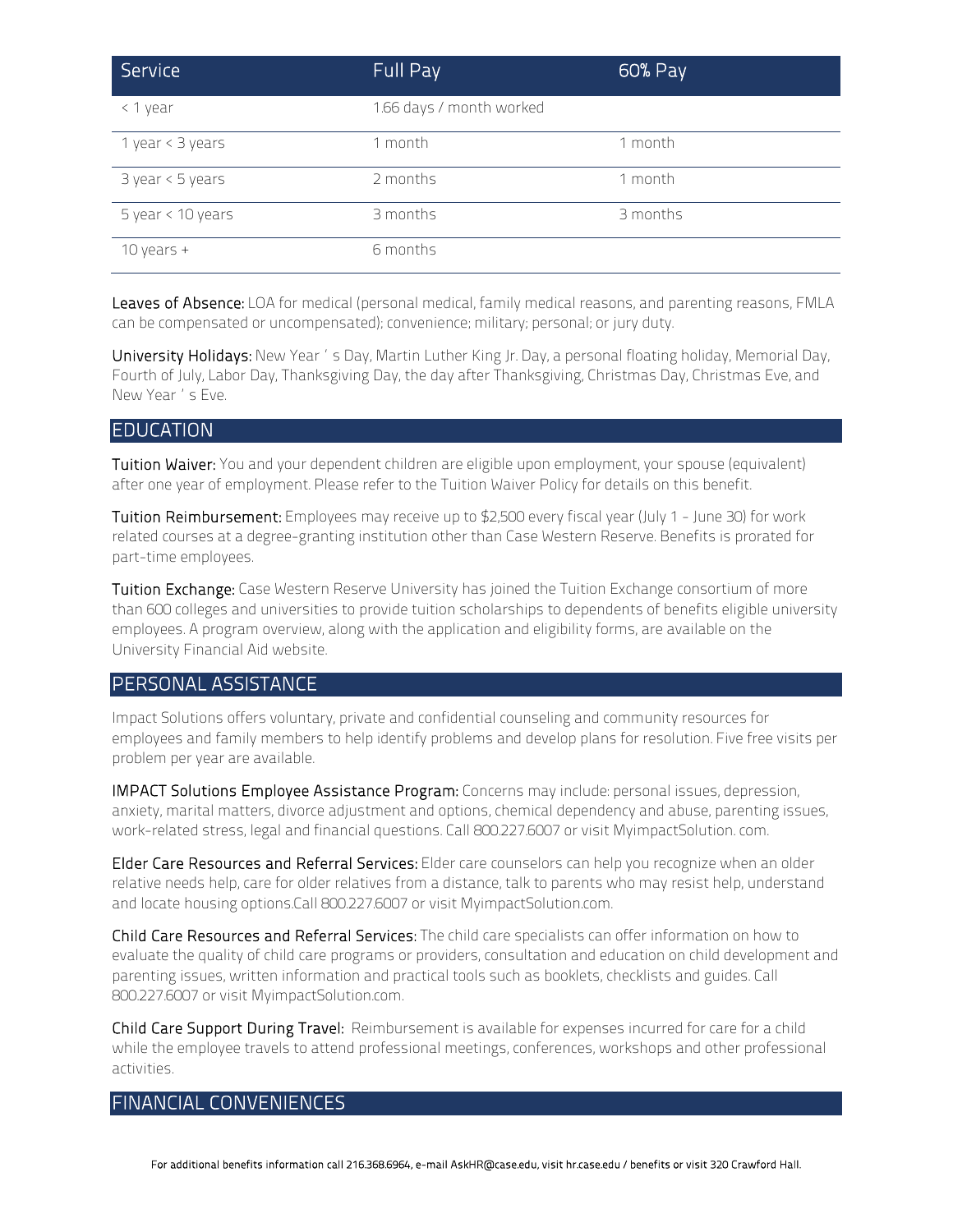| Service | Full Pay | 60% Pay |
|---|---|---|
| < 1 year | 1.66 days / month worked | |
| 1 year < 3 years | 1 month | 1 month |
| 3 year < 5 years | 2 months | 1 month |
| 5 year < 10 years | 3 months | 3 months |
| 10 years + | 6 months | |

**Leaves of Absence:** LOA for medical (personal medical, family medical reasons, and parenting reasons, FMLA can be compensated or uncompensated); convenience; military; personal; or jury duty.

**University Holidays:** New Year ' s Day, Martin Luther King Jr. Day, a personal floating holiday, Memorial Day, Fourth of July, Labor Day, Thanksgiving Day, the day after Thanksgiving, Christmas Day, Christmas Eve, and New Year ' s Eve.

## EDUCATION

**Tuition Waiver:** You and your dependent children are eligible upon employment, your spouse (equivalent) after one year of employment. Please refer to the Tuition Waiver Policy for details on this benefit.

**Tuition Reimbursement:** Employees may receive up to $2,500 every fiscal year (July 1 - June 30) for work related courses at a degree-granting institution other than Case Western Reserve. Benefits is prorated for part-time employees.

**Tuition Exchange:** Case Western Reserve University has joined the Tuition Exchange consortium of more than 600 colleges and universities to provide tuition scholarships to dependents of benefits eligible university employees. A program overview, along with the application and eligibility forms, are available on the University Financial Aid website.

## PERSONAL ASSISTANCE

Impact Solutions offers voluntary, private and confidential counseling and community resources for employees and family members to help identify problems and develop plans for resolution. Five free visits per problem per year are available.

**IMPACT Solutions Employee Assistance Program:** Concerns may include: personal issues, depression, anxiety, marital matters, divorce adjustment and options, chemical dependency and abuse, parenting issues, work-related stress, legal and financial questions. Call 800.227.6007 or visit MyimpactSolution. com.

**Elder Care Resources and Referral Services:** Elder care counselors can help you recognize when an older relative needs help, care for older relatives from a distance, talk to parents who may resist help, understand and locate housing options.Call 800.227.6007 or visit MyimpactSolution.com.

**Child Care Resources and Referral Services:** The child care specialists can offer information on how to evaluate the quality of child care programs or providers, consultation and education on child development and parenting issues, written information and practical tools such as booklets, checklists and guides. Call 800.227.6007 or visit MyimpactSolution.com.

**Child Care Support During Travel:** Reimbursement is available for expenses incurred for care for a child while the employee travels to attend professional meetings, conferences, workshops and other professional activities.

## FINANCIAL CONVENIENCES

For additional benefits information call 216.368.6964, e-mail AskHR@case.edu, visit hr.case.edu / benefits or visit 320 Crawford Hall.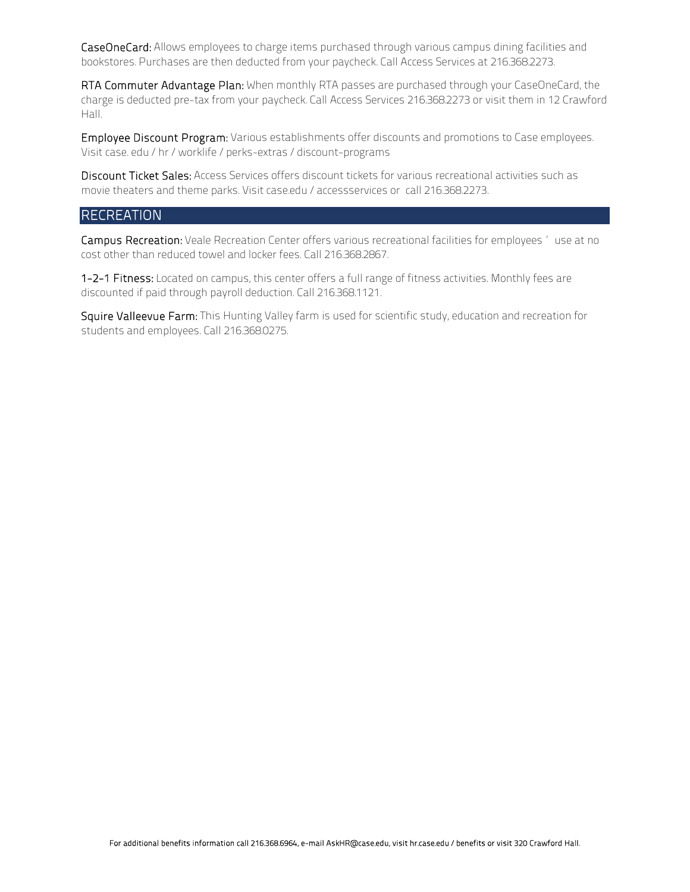**CaseOneCard:** Allows employees to charge items purchased through various campus dining facilities and bookstores. Purchases are then deducted from your paycheck. Call Access Services at 216.368.2273.

**RTA Commuter Advantage Plan:** When monthly RTA passes are purchased through your CaseOneCard, the charge is deducted pre-tax from your paycheck. Call Access Services 216.368.2273 or visit them in 12 Crawford Hall.

**Employee Discount Program:** Various establishments offer discounts and promotions to Case employees. Visit case. edu / hr / worklife / perks-extras / discount-programs

**Discount Ticket Sales:** Access Services offers discount tickets for various recreational activities such as movie theaters and theme parks. Visit case.edu / accessservices or call 216.368.2273.

## RECREATION

**Campus Recreation:** Veale Recreation Center offers various recreational facilities for employees ' use at no cost other than reduced towel and locker fees. Call 216.368.2867.

**1-2-1 Fitness:** Located on campus, this center offers a full range of fitness activities. Monthly fees are discounted if paid through payroll deduction. Call 216.368.1121.

**Squire Valleevue Farm:** This Hunting Valley farm is used for scientific study, education and recreation for students and employees. Call 216.368.0275.

For additional benefits information call 216.368.6964, e-mail AskHR@case.edu, visit hr.case.edu / benefits or visit 320 Crawford Hall.